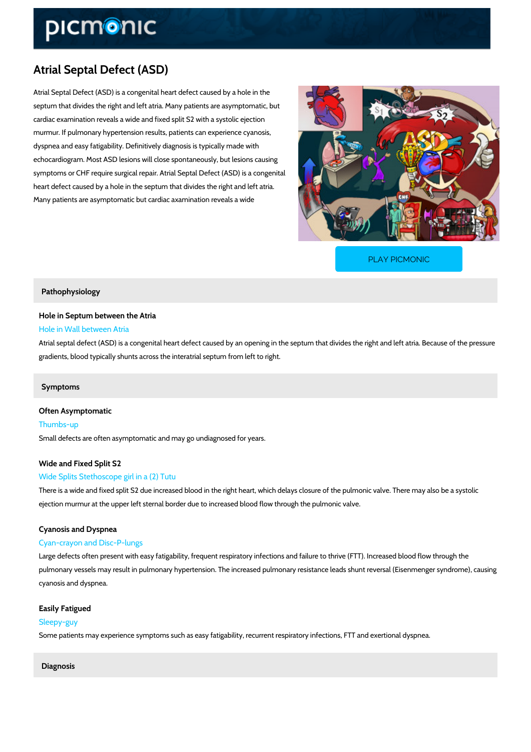# Atrial Septal Defect (ASD)

Atrial Septal Defect (ASD) is a congenital heart defect caused by a hole in the septum that divides the right and left atria. Many patients are asymptomatic, but cardiac examination reveals a wide and fixed split S2 with a systolic ejection murmur. If pulmonary hypertension results, patients can experience cyanosis, dyspnea and easy fatigability. Definitively diagnosis is typically made with echocardiogram. Most ASD lesions will close spontaneously, but lesions causing symptoms or CHF require surgical repair. Atrial Septal Defect (ASD) is a congenital heart defect caused by a hole in the septum that divides the right and left atria. Many patients are asymptomatic but cardiac axamination reveals a wide

PLAY PICMONIC

## Pathophysiology

### Hole in Septum between the Atria

Hole in Wall between Atria

Atrial septal defect (ASD) is a congenital heart defect caused by an opening in the septum that divides the right and left atria. Because of the pressure gradients, blood typically shunts across the interatrial septum from left to right.

## Symptoms

### Often Asymptomatic

Thumbs-up

Small defects are often asymptomatic and may go undiagnosed for years.

### Wide and Fixed Split S2

Wide Splits Stethoscope girl in a (2) Tutu

There is a wide and fixed split S2 due increased blood in the right heart, which delays closure of the pulmonic valve. There may also be a systolic ejection murmur at the upper left sternal border due to increased blood flow through the pulmonic valve.

### Cyanosis and Dyspnea

Cyan-crayon and Disc-P-lungs

Large defects often present with easy fatigability, frequent respiratory infections and failure to thrive (FTT). Increased blood flow through the pulmonary vessels may result in pulmonary hypertension. The increased pulmonary resistance leads shunt reversal (Eisenmenger syndrome), causing cyanosis and dyspnea.

### Easily Fatigued

Sleepy-guy

Some patients may experience symptoms such as easy fatigability, recurrent respiratory infections, FTT and exertional dyspnea.

## Diagnosis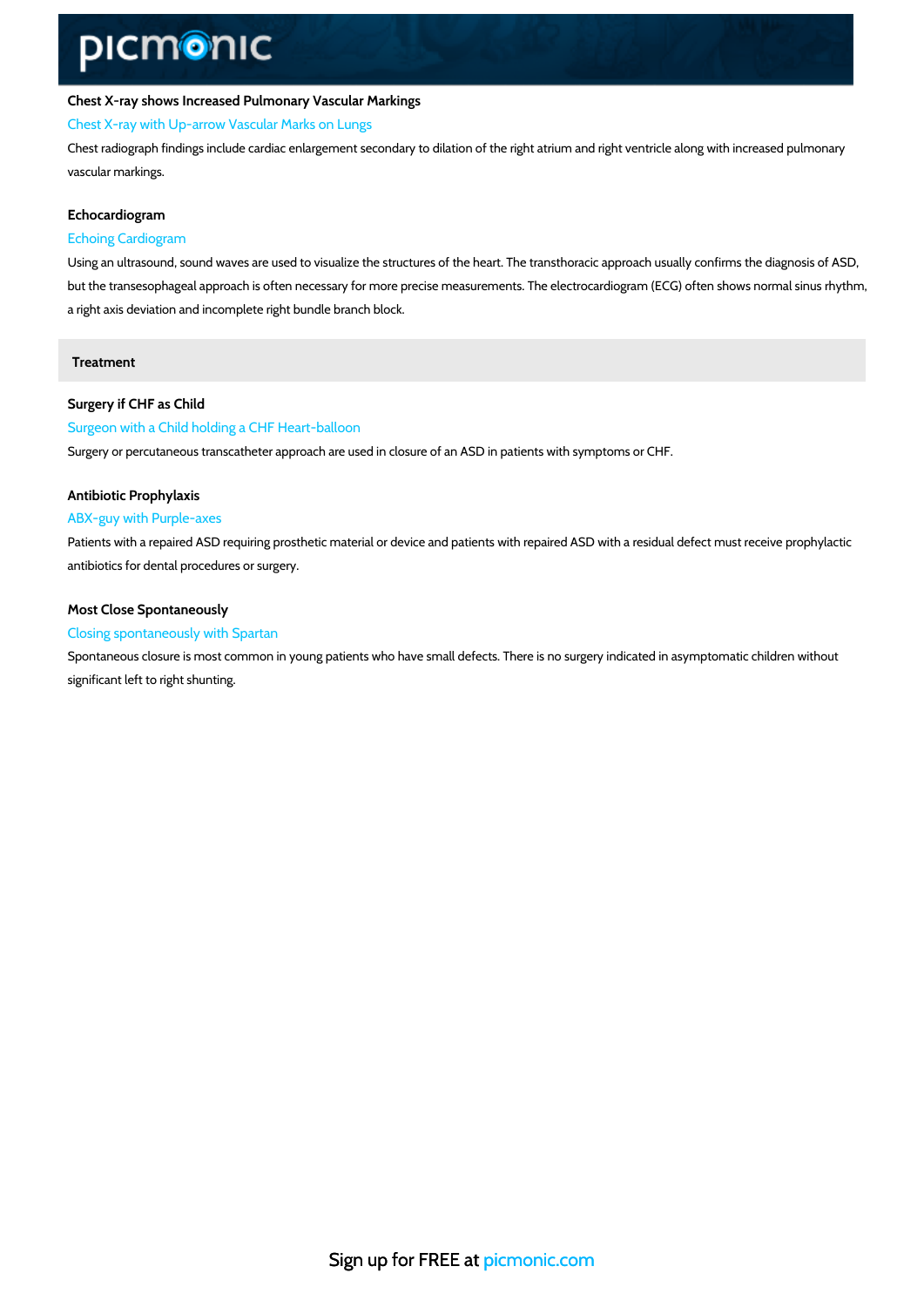### Chest X-ray shows Increased Pulmonary Vascular Markings

Chest X-ray with Up-arrow Vascular Marks on Lungs

Chest radiograph findings include cardiac enlargement secondary to dilation of the right atrium and right ventricle along with increased pulmonary vascular markings.

### Echocardiogram

Echoing Cardiogram

Using an ultrasound, sound waves are used to visualize the structures of the heart. The transthoracic approach usually confirms the diagnosis of ASD, but the transesophageal approach is often necessary for more precise measurements. The electrocardiogram (ECG) often shows normal sinus rhythm, a right axis deviation and incomplete right bundle branch block.

## Treatment

### Surgery if CHF as Child

Surgeon with a Child holding a CHF Heart-balloon

Surgery or percutaneous transcatheter approach are used in closure of an ASD in patients with symptoms or CHF.

### Antibiotic Prophylaxis

ABX-guy with Purple-axes

Patients with a repaired ASD requiring prosthetic material or device and patients with repaired ASD with a residual defect must receive prophylactic antibiotics for dental procedures or surgery.

### Most Close Spontaneously

Closing spontaneously with Spartan

Spontaneous closure is most common in young patients who have small defects. There is no surgery indicated in asymptomatic children without significant left to right shunting.